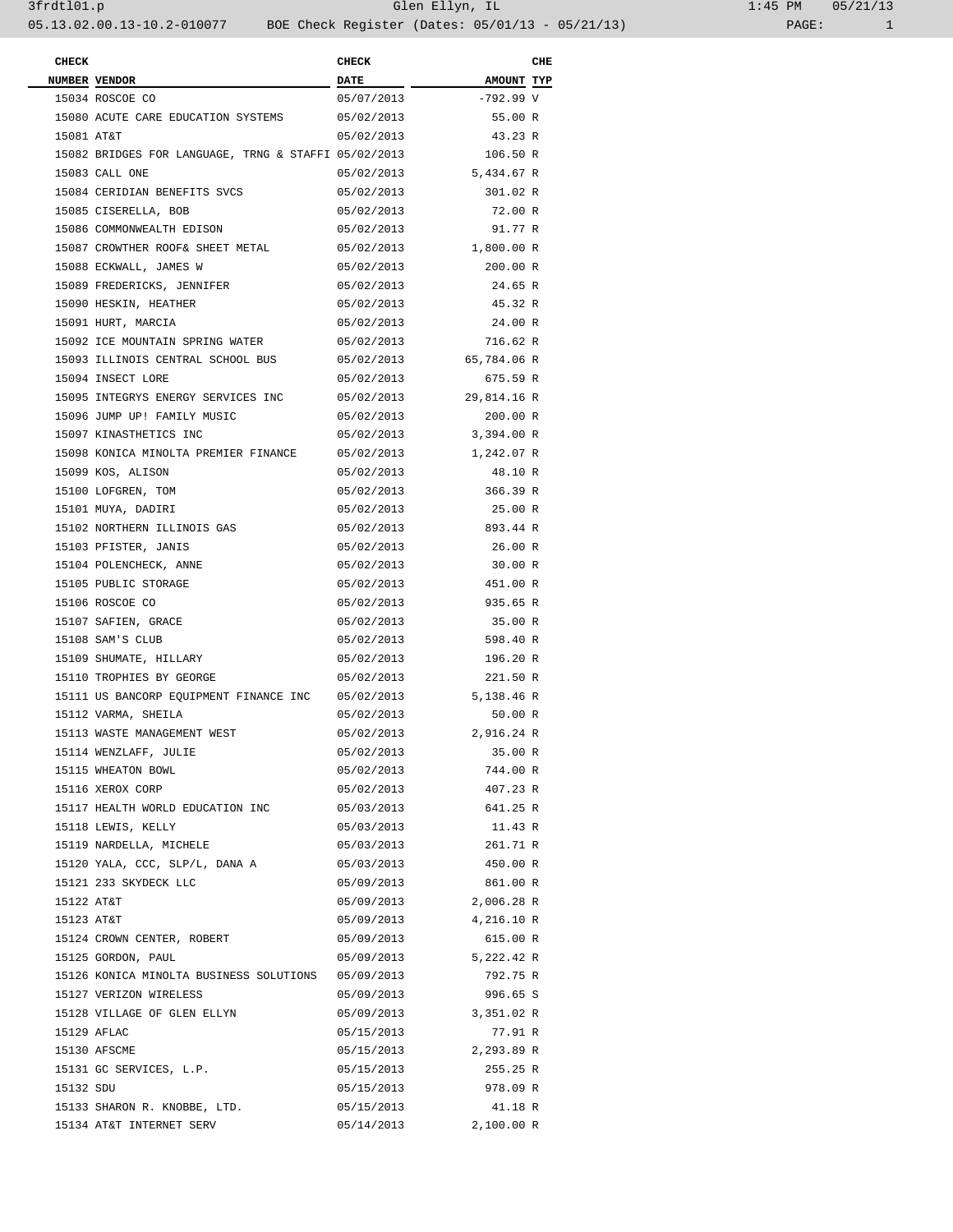| CHECK NUMBER | VENDOR | CHECK DATE | AMOUNT | CHE TYP |
|---|---|---|---|---|
| 15034 | ROSCOE CO | 05/07/2013 | -792.99 | V |
| 15080 | ACUTE CARE EDUCATION SYSTEMS | 05/02/2013 | 55.00 | R |
| 15081 | AT&T | 05/02/2013 | 43.23 | R |
| 15082 | BRIDGES FOR LANGUAGE, TRNG & STAFFI | 05/02/2013 | 106.50 | R |
| 15083 | CALL ONE | 05/02/2013 | 5,434.67 | R |
| 15084 | CERIDIAN BENEFITS SVCS | 05/02/2013 | 301.02 | R |
| 15085 | CISERELLA, BOB | 05/02/2013 | 72.00 | R |
| 15086 | COMMONWEALTH EDISON | 05/02/2013 | 91.77 | R |
| 15087 | CROWTHER ROOF& SHEET METAL | 05/02/2013 | 1,800.00 | R |
| 15088 | ECKWALL, JAMES W | 05/02/2013 | 200.00 | R |
| 15089 | FREDERICKS, JENNIFER | 05/02/2013 | 24.65 | R |
| 15090 | HESKIN, HEATHER | 05/02/2013 | 45.32 | R |
| 15091 | HURT, MARCIA | 05/02/2013 | 24.00 | R |
| 15092 | ICE MOUNTAIN SPRING WATER | 05/02/2013 | 716.62 | R |
| 15093 | ILLINOIS CENTRAL SCHOOL BUS | 05/02/2013 | 65,784.06 | R |
| 15094 | INSECT LORE | 05/02/2013 | 675.59 | R |
| 15095 | INTEGRYS ENERGY SERVICES INC | 05/02/2013 | 29,814.16 | R |
| 15096 | JUMP UP! FAMILY MUSIC | 05/02/2013 | 200.00 | R |
| 15097 | KINASTHETICS INC | 05/02/2013 | 3,394.00 | R |
| 15098 | KONICA MINOLTA PREMIER FINANCE | 05/02/2013 | 1,242.07 | R |
| 15099 | KOS, ALISON | 05/02/2013 | 48.10 | R |
| 15100 | LOFGREN, TOM | 05/02/2013 | 366.39 | R |
| 15101 | MUYA, DADIRI | 05/02/2013 | 25.00 | R |
| 15102 | NORTHERN ILLINOIS GAS | 05/02/2013 | 893.44 | R |
| 15103 | PFISTER, JANIS | 05/02/2013 | 26.00 | R |
| 15104 | POLENCHECK, ANNE | 05/02/2013 | 30.00 | R |
| 15105 | PUBLIC STORAGE | 05/02/2013 | 451.00 | R |
| 15106 | ROSCOE CO | 05/02/2013 | 935.65 | R |
| 15107 | SAFIEN, GRACE | 05/02/2013 | 35.00 | R |
| 15108 | SAM'S CLUB | 05/02/2013 | 598.40 | R |
| 15109 | SHUMATE, HILLARY | 05/02/2013 | 196.20 | R |
| 15110 | TROPHIES BY GEORGE | 05/02/2013 | 221.50 | R |
| 15111 | US BANCORP EQUIPMENT FINANCE INC | 05/02/2013 | 5,138.46 | R |
| 15112 | VARMA, SHEILA | 05/02/2013 | 50.00 | R |
| 15113 | WASTE MANAGEMENT WEST | 05/02/2013 | 2,916.24 | R |
| 15114 | WENZLAFF, JULIE | 05/02/2013 | 35.00 | R |
| 15115 | WHEATON BOWL | 05/02/2013 | 744.00 | R |
| 15116 | XEROX CORP | 05/02/2013 | 407.23 | R |
| 15117 | HEALTH WORLD EDUCATION INC | 05/03/2013 | 641.25 | R |
| 15118 | LEWIS, KELLY | 05/03/2013 | 11.43 | R |
| 15119 | NARDELLA, MICHELE | 05/03/2013 | 261.71 | R |
| 15120 | YALA, CCC, SLP/L, DANA A | 05/03/2013 | 450.00 | R |
| 15121 | 233 SKYDECK LLC | 05/09/2013 | 861.00 | R |
| 15122 | AT&T | 05/09/2013 | 2,006.28 | R |
| 15123 | AT&T | 05/09/2013 | 4,216.10 | R |
| 15124 | CROWN CENTER, ROBERT | 05/09/2013 | 615.00 | R |
| 15125 | GORDON, PAUL | 05/09/2013 | 5,222.42 | R |
| 15126 | KONICA MINOLTA BUSINESS SOLUTIONS | 05/09/2013 | 792.75 | R |
| 15127 | VERIZON WIRELESS | 05/09/2013 | 996.65 | S |
| 15128 | VILLAGE OF GLEN ELLYN | 05/09/2013 | 3,351.02 | R |
| 15129 | AFLAC | 05/15/2013 | 77.91 | R |
| 15130 | AFSCME | 05/15/2013 | 2,293.89 | R |
| 15131 | GC SERVICES, L.P. | 05/15/2013 | 255.25 | R |
| 15132 | SDU | 05/15/2013 | 978.09 | R |
| 15133 | SHARON R. KNOBBE, LTD. | 05/15/2013 | 41.18 | R |
| 15134 | AT&T INTERNET SERV | 05/14/2013 | 2,100.00 | R |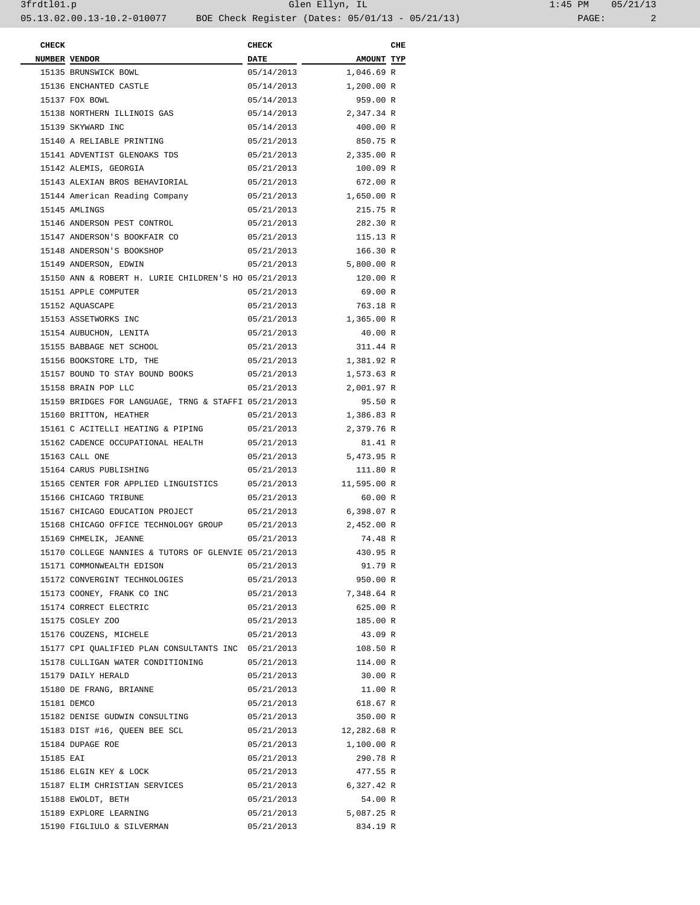| CHECK NUMBER | VENDOR | CHECK DATE | AMOUNT | CHE TYP |
|---|---|---|---|---|
| 15135 | BRUNSWICK BOWL | 05/14/2013 | 1,046.69 | R |
| 15136 | ENCHANTED CASTLE | 05/14/2013 | 1,200.00 | R |
| 15137 | FOX BOWL | 05/14/2013 | 959.00 | R |
| 15138 | NORTHERN ILLINOIS GAS | 05/14/2013 | 2,347.34 | R |
| 15139 | SKYWARD INC | 05/14/2013 | 400.00 | R |
| 15140 | A RELIABLE PRINTING | 05/21/2013 | 850.75 | R |
| 15141 | ADVENTIST GLENOAKS TDS | 05/21/2013 | 2,335.00 | R |
| 15142 | ALEMIS, GEORGIA | 05/21/2013 | 100.09 | R |
| 15143 | ALEXIAN BROS BEHAVIORIAL | 05/21/2013 | 672.00 | R |
| 15144 | American Reading Company | 05/21/2013 | 1,650.00 | R |
| 15145 | AMLINGS | 05/21/2013 | 215.75 | R |
| 15146 | ANDERSON PEST CONTROL | 05/21/2013 | 282.30 | R |
| 15147 | ANDERSON'S BOOKFAIR CO | 05/21/2013 | 115.13 | R |
| 15148 | ANDERSON'S BOOKSHOP | 05/21/2013 | 166.30 | R |
| 15149 | ANDERSON, EDWIN | 05/21/2013 | 5,800.00 | R |
| 15150 | ANN & ROBERT H. LURIE CHILDREN'S HO | 05/21/2013 | 120.00 | R |
| 15151 | APPLE COMPUTER | 05/21/2013 | 69.00 | R |
| 15152 | AQUASCAPE | 05/21/2013 | 763.18 | R |
| 15153 | ASSETWORKS INC | 05/21/2013 | 1,365.00 | R |
| 15154 | AUBUCHON, LENITA | 05/21/2013 | 40.00 | R |
| 15155 | BABBAGE NET SCHOOL | 05/21/2013 | 311.44 | R |
| 15156 | BOOKSTORE LTD, THE | 05/21/2013 | 1,381.92 | R |
| 15157 | BOUND TO STAY BOUND BOOKS | 05/21/2013 | 1,573.63 | R |
| 15158 | BRAIN POP LLC | 05/21/2013 | 2,001.97 | R |
| 15159 | BRIDGES FOR LANGUAGE, TRNG & STAFFI | 05/21/2013 | 95.50 | R |
| 15160 | BRITTON, HEATHER | 05/21/2013 | 1,386.83 | R |
| 15161 | C ACITELLI HEATING & PIPING | 05/21/2013 | 2,379.76 | R |
| 15162 | CADENCE OCCUPATIONAL HEALTH | 05/21/2013 | 81.41 | R |
| 15163 | CALL ONE | 05/21/2013 | 5,473.95 | R |
| 15164 | CARUS PUBLISHING | 05/21/2013 | 111.80 | R |
| 15165 | CENTER FOR APPLIED LINGUISTICS | 05/21/2013 | 11,595.00 | R |
| 15166 | CHICAGO TRIBUNE | 05/21/2013 | 60.00 | R |
| 15167 | CHICAGO EDUCATION PROJECT | 05/21/2013 | 6,398.07 | R |
| 15168 | CHICAGO OFFICE TECHNOLOGY GROUP | 05/21/2013 | 2,452.00 | R |
| 15169 | CHMELIK, JEANNE | 05/21/2013 | 74.48 | R |
| 15170 | COLLEGE NANNIES & TUTORS OF GLENVIE | 05/21/2013 | 430.95 | R |
| 15171 | COMMONWEALTH EDISON | 05/21/2013 | 91.79 | R |
| 15172 | CONVERGINT TECHNOLOGIES | 05/21/2013 | 950.00 | R |
| 15173 | COONEY, FRANK CO INC | 05/21/2013 | 7,348.64 | R |
| 15174 | CORRECT ELECTRIC | 05/21/2013 | 625.00 | R |
| 15175 | COSLEY ZOO | 05/21/2013 | 185.00 | R |
| 15176 | COUZENS, MICHELE | 05/21/2013 | 43.09 | R |
| 15177 | CPI QUALIFIED PLAN CONSULTANTS INC | 05/21/2013 | 108.50 | R |
| 15178 | CULLIGAN WATER CONDITIONING | 05/21/2013 | 114.00 | R |
| 15179 | DAILY HERALD | 05/21/2013 | 30.00 | R |
| 15180 | DE FRANG, BRIANNE | 05/21/2013 | 11.00 | R |
| 15181 | DEMCO | 05/21/2013 | 618.67 | R |
| 15182 | DENISE GUDWIN CONSULTING | 05/21/2013 | 350.00 | R |
| 15183 | DIST #16, QUEEN BEE SCL | 05/21/2013 | 12,282.68 | R |
| 15184 | DUPAGE ROE | 05/21/2013 | 1,100.00 | R |
| 15185 | EAI | 05/21/2013 | 290.78 | R |
| 15186 | ELGIN KEY & LOCK | 05/21/2013 | 477.55 | R |
| 15187 | ELIM CHRISTIAN SERVICES | 05/21/2013 | 6,327.42 | R |
| 15188 | EWOLDT, BETH | 05/21/2013 | 54.00 | R |
| 15189 | EXPLORE LEARNING | 05/21/2013 | 5,087.25 | R |
| 15190 | FIGLIULO & SILVERMAN | 05/21/2013 | 834.19 | R |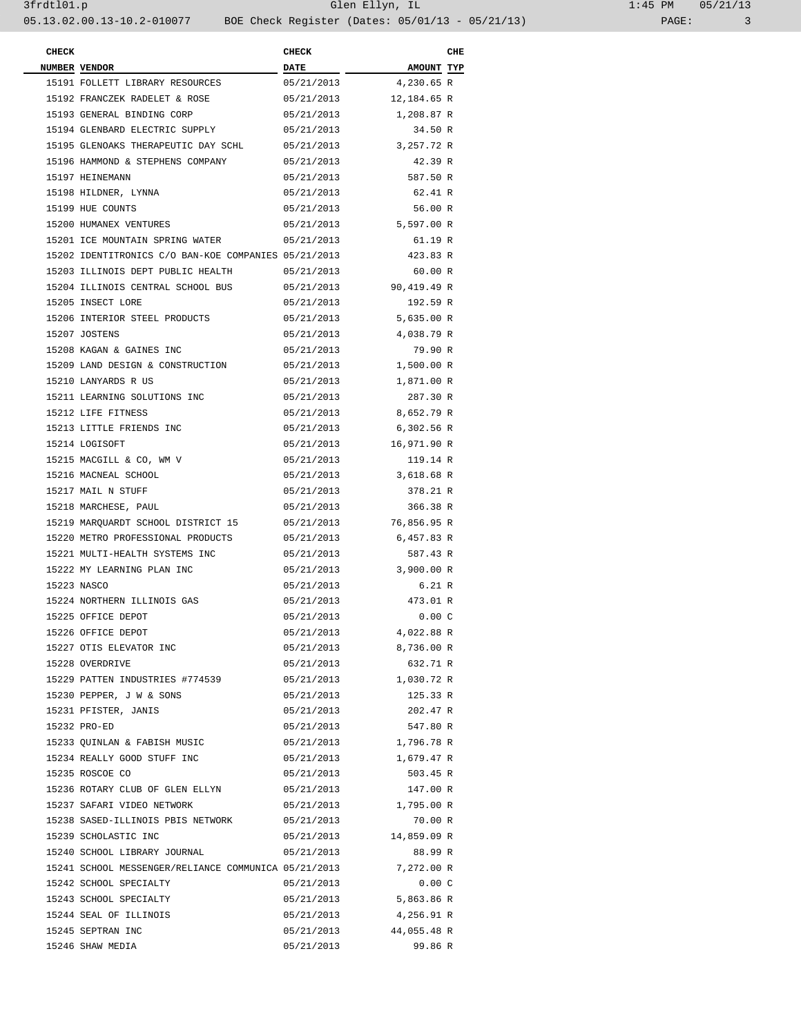| CHECK NUMBER | VENDOR | CHECK DATE | AMOUNT | CHE TYP |
|---|---|---|---|---|
| 15191 | FOLLETT LIBRARY RESOURCES | 05/21/2013 | 4,230.65 | R |
| 15192 | FRANCZEK RADELET & ROSE | 05/21/2013 | 12,184.65 | R |
| 15193 | GENERAL BINDING CORP | 05/21/2013 | 1,208.87 | R |
| 15194 | GLENBARD ELECTRIC SUPPLY | 05/21/2013 | 34.50 | R |
| 15195 | GLENOAKS THERAPEUTIC DAY SCHL | 05/21/2013 | 3,257.72 | R |
| 15196 | HAMMOND & STEPHENS COMPANY | 05/21/2013 | 42.39 | R |
| 15197 | HEINEMANN | 05/21/2013 | 587.50 | R |
| 15198 | HILDNER, LYNNA | 05/21/2013 | 62.41 | R |
| 15199 | HUE COUNTS | 05/21/2013 | 56.00 | R |
| 15200 | HUMANEX VENTURES | 05/21/2013 | 5,597.00 | R |
| 15201 | ICE MOUNTAIN SPRING WATER | 05/21/2013 | 61.19 | R |
| 15202 | IDENTITRONICS C/O BAN-KOE COMPANIES | 05/21/2013 | 423.83 | R |
| 15203 | ILLINOIS DEPT PUBLIC HEALTH | 05/21/2013 | 60.00 | R |
| 15204 | ILLINOIS CENTRAL SCHOOL BUS | 05/21/2013 | 90,419.49 | R |
| 15205 | INSECT LORE | 05/21/2013 | 192.59 | R |
| 15206 | INTERIOR STEEL PRODUCTS | 05/21/2013 | 5,635.00 | R |
| 15207 | JOSTENS | 05/21/2013 | 4,038.79 | R |
| 15208 | KAGAN & GAINES INC | 05/21/2013 | 79.90 | R |
| 15209 | LAND DESIGN & CONSTRUCTION | 05/21/2013 | 1,500.00 | R |
| 15210 | LANYARDS R US | 05/21/2013 | 1,871.00 | R |
| 15211 | LEARNING SOLUTIONS INC | 05/21/2013 | 287.30 | R |
| 15212 | LIFE FITNESS | 05/21/2013 | 8,652.79 | R |
| 15213 | LITTLE FRIENDS INC | 05/21/2013 | 6,302.56 | R |
| 15214 | LOGISOFT | 05/21/2013 | 16,971.90 | R |
| 15215 | MACGILL & CO, WM V | 05/21/2013 | 119.14 | R |
| 15216 | MACNEAL SCHOOL | 05/21/2013 | 3,618.68 | R |
| 15217 | MAIL N STUFF | 05/21/2013 | 378.21 | R |
| 15218 | MARCHESE, PAUL | 05/21/2013 | 366.38 | R |
| 15219 | MARQUARDT SCHOOL DISTRICT 15 | 05/21/2013 | 76,856.95 | R |
| 15220 | METRO PROFESSIONAL PRODUCTS | 05/21/2013 | 6,457.83 | R |
| 15221 | MULTI-HEALTH SYSTEMS INC | 05/21/2013 | 587.43 | R |
| 15222 | MY LEARNING PLAN INC | 05/21/2013 | 3,900.00 | R |
| 15223 | NASCO | 05/21/2013 | 6.21 | R |
| 15224 | NORTHERN ILLINOIS GAS | 05/21/2013 | 473.01 | R |
| 15225 | OFFICE DEPOT | 05/21/2013 | 0.00 | C |
| 15226 | OFFICE DEPOT | 05/21/2013 | 4,022.88 | R |
| 15227 | OTIS ELEVATOR INC | 05/21/2013 | 8,736.00 | R |
| 15228 | OVERDRIVE | 05/21/2013 | 632.71 | R |
| 15229 | PATTEN INDUSTRIES #774539 | 05/21/2013 | 1,030.72 | R |
| 15230 | PEPPER, J W & SONS | 05/21/2013 | 125.33 | R |
| 15231 | PFISTER, JANIS | 05/21/2013 | 202.47 | R |
| 15232 | PRO-ED | 05/21/2013 | 547.80 | R |
| 15233 | QUINLAN & FABISH MUSIC | 05/21/2013 | 1,796.78 | R |
| 15234 | REALLY GOOD STUFF INC | 05/21/2013 | 1,679.47 | R |
| 15235 | ROSCOE CO | 05/21/2013 | 503.45 | R |
| 15236 | ROTARY CLUB OF GLEN ELLYN | 05/21/2013 | 147.00 | R |
| 15237 | SAFARI VIDEO NETWORK | 05/21/2013 | 1,795.00 | R |
| 15238 | SASED-ILLINOIS PBIS NETWORK | 05/21/2013 | 70.00 | R |
| 15239 | SCHOLASTIC INC | 05/21/2013 | 14,859.09 | R |
| 15240 | SCHOOL LIBRARY JOURNAL | 05/21/2013 | 88.99 | R |
| 15241 | SCHOOL MESSENGER/RELIANCE COMMUNICA | 05/21/2013 | 7,272.00 | R |
| 15242 | SCHOOL SPECIALTY | 05/21/2013 | 0.00 | C |
| 15243 | SCHOOL SPECIALTY | 05/21/2013 | 5,863.86 | R |
| 15244 | SEAL OF ILLINOIS | 05/21/2013 | 4,256.91 | R |
| 15245 | SEPTRAN INC | 05/21/2013 | 44,055.48 | R |
| 15246 | SHAW MEDIA | 05/21/2013 | 99.86 | R |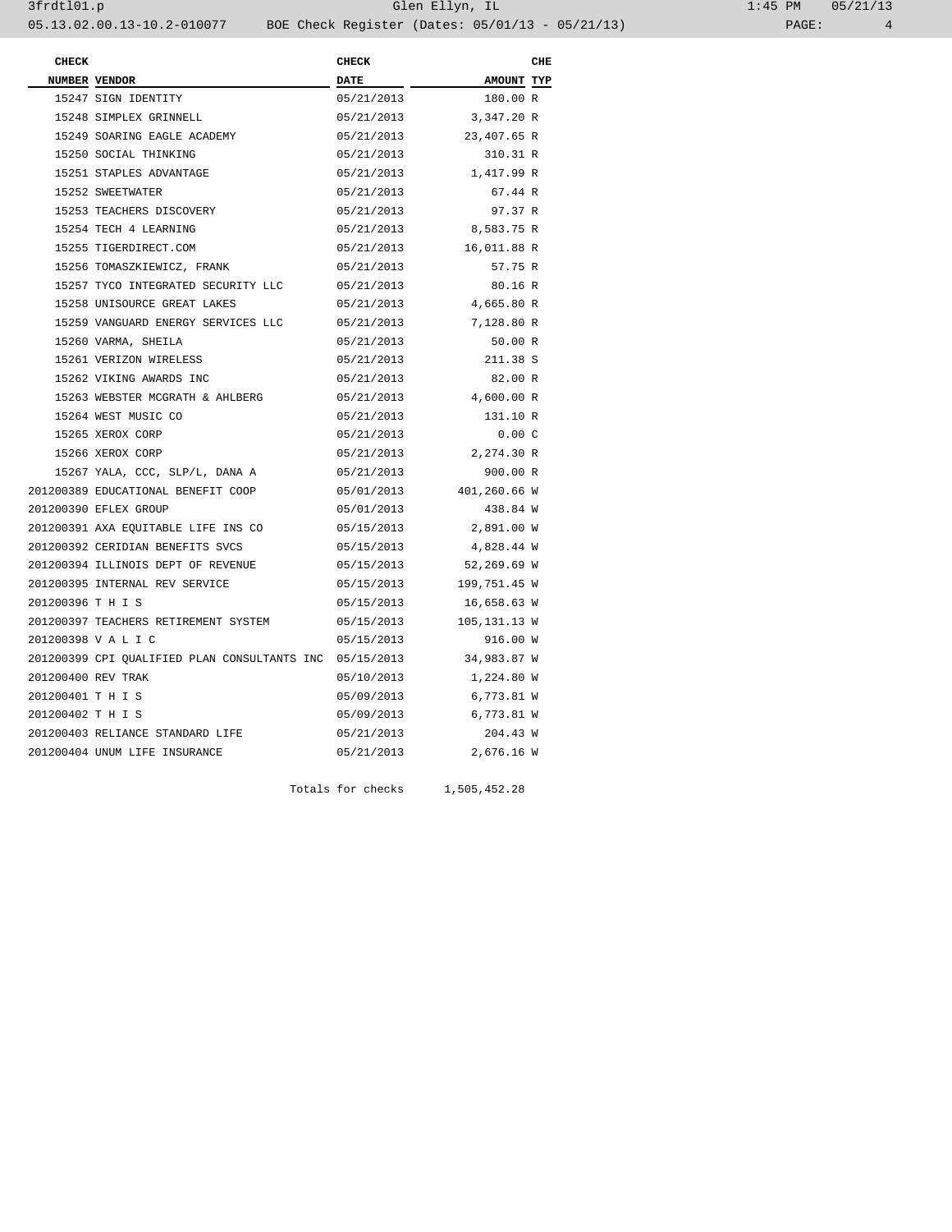| CHECK NUMBER | VENDOR | CHECK DATE | AMOUNT | CHE TYP |
|---|---|---|---|---|
| 15247 | SIGN IDENTITY | 05/21/2013 | 180.00 | R |
| 15248 | SIMPLEX GRINNELL | 05/21/2013 | 3,347.20 | R |
| 15249 | SOARING EAGLE ACADEMY | 05/21/2013 | 23,407.65 | R |
| 15250 | SOCIAL THINKING | 05/21/2013 | 310.31 | R |
| 15251 | STAPLES ADVANTAGE | 05/21/2013 | 1,417.99 | R |
| 15252 | SWEETWATER | 05/21/2013 | 67.44 | R |
| 15253 | TEACHERS DISCOVERY | 05/21/2013 | 97.37 | R |
| 15254 | TECH 4 LEARNING | 05/21/2013 | 8,583.75 | R |
| 15255 | TIGERDIRECT.COM | 05/21/2013 | 16,011.88 | R |
| 15256 | TOMASZKIEWICZ, FRANK | 05/21/2013 | 57.75 | R |
| 15257 | TYCO INTEGRATED SECURITY LLC | 05/21/2013 | 80.16 | R |
| 15258 | UNISOURCE GREAT LAKES | 05/21/2013 | 4,665.80 | R |
| 15259 | VANGUARD ENERGY SERVICES LLC | 05/21/2013 | 7,128.80 | R |
| 15260 | VARMA, SHEILA | 05/21/2013 | 50.00 | R |
| 15261 | VERIZON WIRELESS | 05/21/2013 | 211.38 | S |
| 15262 | VIKING AWARDS INC | 05/21/2013 | 82.00 | R |
| 15263 | WEBSTER MCGRATH & AHLBERG | 05/21/2013 | 4,600.00 | R |
| 15264 | WEST MUSIC CO | 05/21/2013 | 131.10 | R |
| 15265 | XEROX CORP | 05/21/2013 | 0.00 | C |
| 15266 | XEROX CORP | 05/21/2013 | 2,274.30 | R |
| 15267 | YALA, CCC, SLP/L, DANA A | 05/21/2013 | 900.00 | R |
| 201200389 | EDUCATIONAL BENEFIT COOP | 05/01/2013 | 401,260.66 | W |
| 201200390 | EFLEX GROUP | 05/01/2013 | 438.84 | W |
| 201200391 | AXA EQUITABLE LIFE INS CO | 05/15/2013 | 2,891.00 | W |
| 201200392 | CERIDIAN BENEFITS SVCS | 05/15/2013 | 4,828.44 | W |
| 201200394 | ILLINOIS DEPT OF REVENUE | 05/15/2013 | 52,269.69 | W |
| 201200395 | INTERNAL REV SERVICE | 05/15/2013 | 199,751.45 | W |
| 201200396 | T H I S | 05/15/2013 | 16,658.63 | W |
| 201200397 | TEACHERS RETIREMENT SYSTEM | 05/15/2013 | 105,131.13 | W |
| 201200398 | V A L I C | 05/15/2013 | 916.00 | W |
| 201200399 | CPI QUALIFIED PLAN CONSULTANTS INC | 05/15/2013 | 34,983.87 | W |
| 201200400 | REV TRAK | 05/10/2013 | 1,224.80 | W |
| 201200401 | T H I S | 05/09/2013 | 6,773.81 | W |
| 201200402 | T H I S | 05/09/2013 | 6,773.81 | W |
| 201200403 | RELIANCE STANDARD LIFE | 05/21/2013 | 204.43 | W |
| 201200404 | UNUM LIFE INSURANCE | 05/21/2013 | 2,676.16 | W |
| | | Totals for checks | 1,505,452.28 | |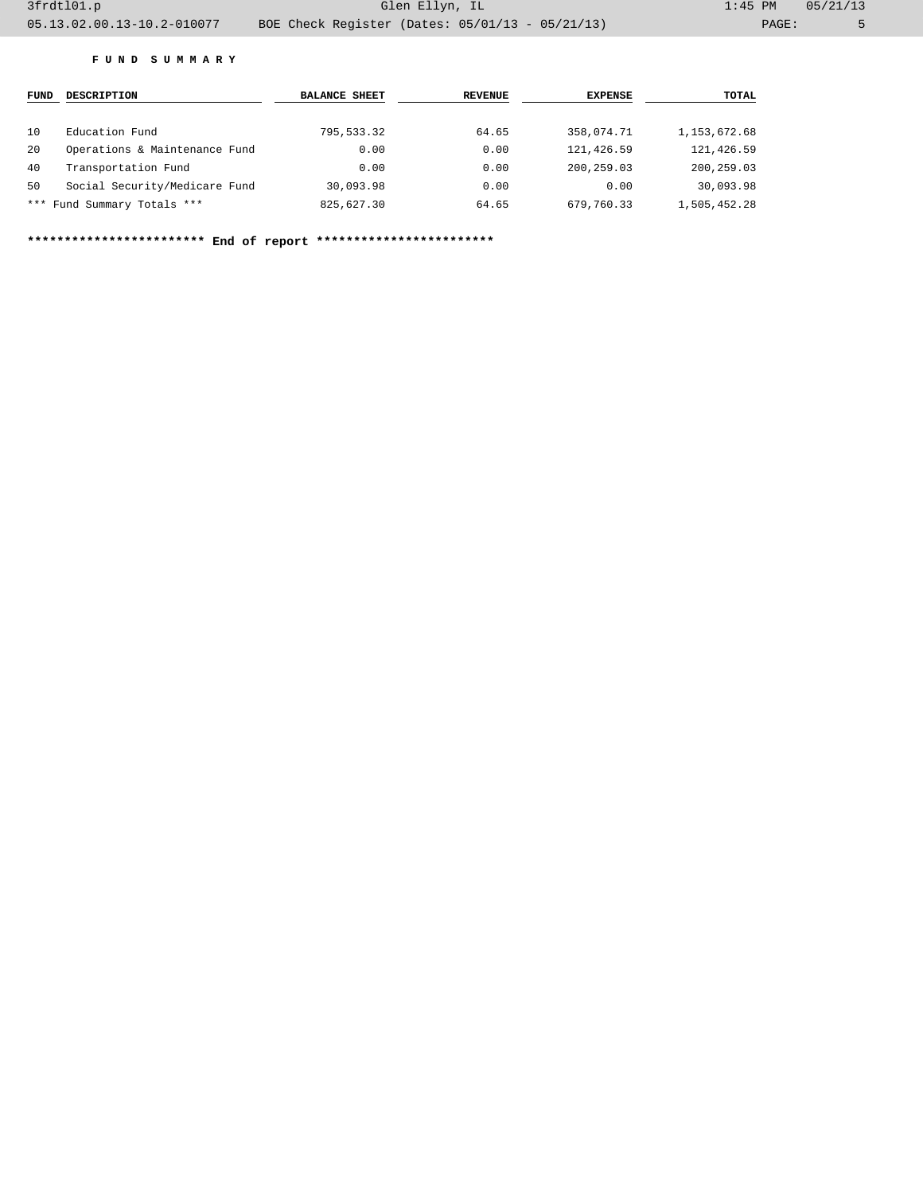**F U N D   S U M M A R Y**

| FUND | DESCRIPTION | BALANCE SHEET | REVENUE | EXPENSE | TOTAL |
|---|---|---|---|---|---|
| 10 | Education Fund | 795,533.32 | 64.65 | 358,074.71 | 1,153,672.68 |
| 20 | Operations & Maintenance Fund | 0.00 | 0.00 | 121,426.59 | 121,426.59 |
| 40 | Transportation Fund | 0.00 | 0.00 | 200,259.03 | 200,259.03 |
| 50 | Social Security/Medicare Fund | 30,093.98 | 0.00 | 0.00 | 30,093.98 |
| *** Fund Summary Totals *** | | 825,627.30 | 64.65 | 679,760.33 | 1,505,452.28 |

************************ **End of report** ************************